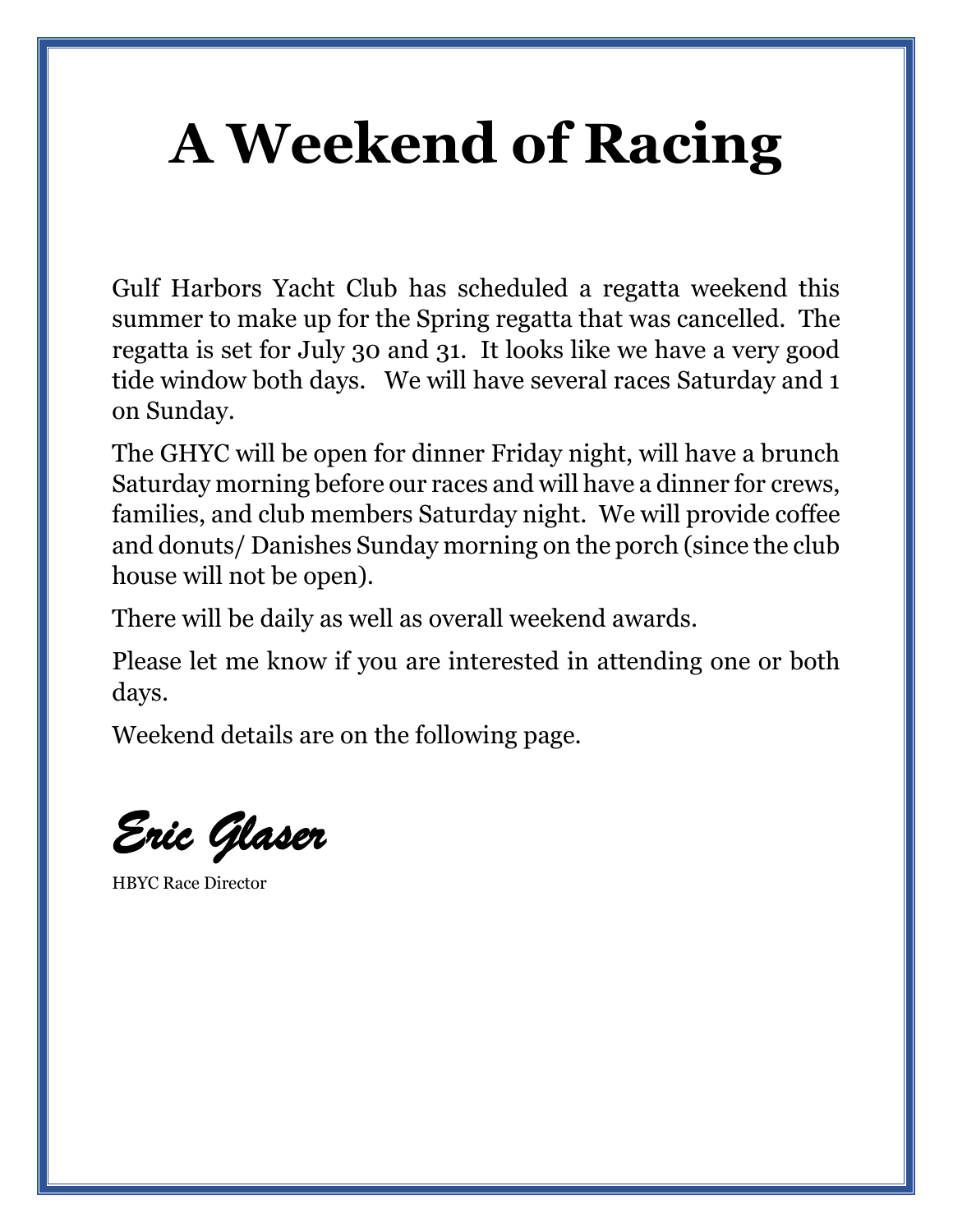# A Weekend of Racing

Gulf Harbors Yacht Club has scheduled a regatta weekend this summer to make up for the Spring regatta that was cancelled. The regatta is set for July 30 and 31. It looks like we have a very good tide window both days. We will have several races Saturday and 1 on Sunday.

The GHYC will be open for dinner Friday night, will have a brunch Saturday morning before our races and will have a dinner for crews, families, and club members Saturday night. We will provide coffee and donuts/ Danishes Sunday morning on the porch (since the club house will not be open).

There will be daily as well as overall weekend awards.

Please let me know if you are interested in attending one or both days.

Weekend details are on the following page.

*Eric Glaser*

HBYC Race Director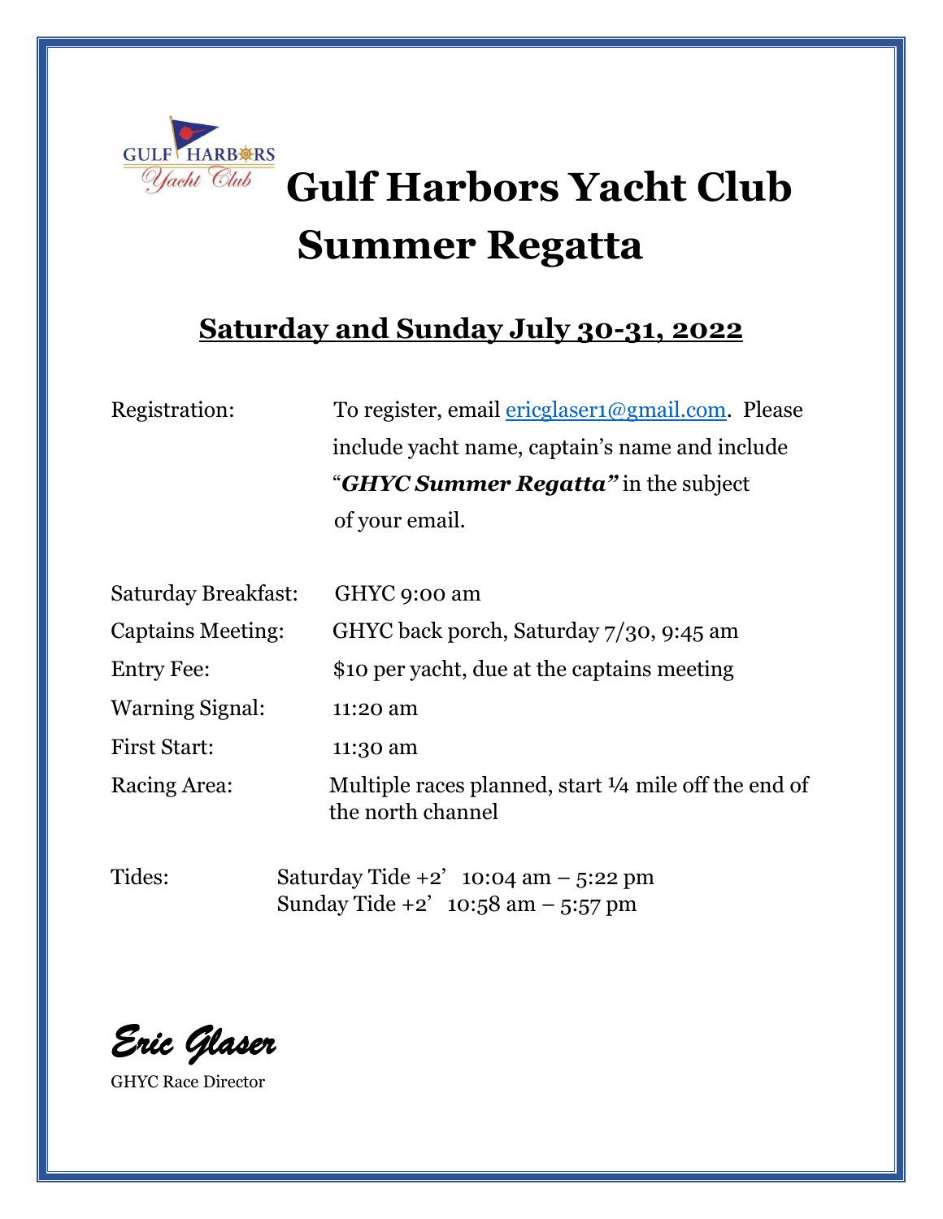GULF HARBORS Yacht Club

# Gulf Harbors Yacht Club Summer Regatta

## Saturday and Sunday July 30-31, 2022

| | |
|---|---|
| Registration: | To register, email ericglaser1@gmail.com. Please include yacht name, captain's name and include "***GHYC Summer Regatta"*** in the subject of your email. |
| Saturday Breakfast: | GHYC 9:00 am |
| Captains Meeting: | GHYC back porch, Saturday 7/30, 9:45 am |
| Entry Fee: | $10 per yacht, due at the captains meeting |
| Warning Signal: | 11:20 am |
| First Start: | 11:30 am |
| Racing Area: | Multiple races planned, start ¼ mile off the end of the north channel |

Tides: Saturday Tide +2' 10:04 am – 5:22 pm
Sunday Tide +2' 10:58 am – 5:57 pm

*Eric Glaser*

GHYC Race Director